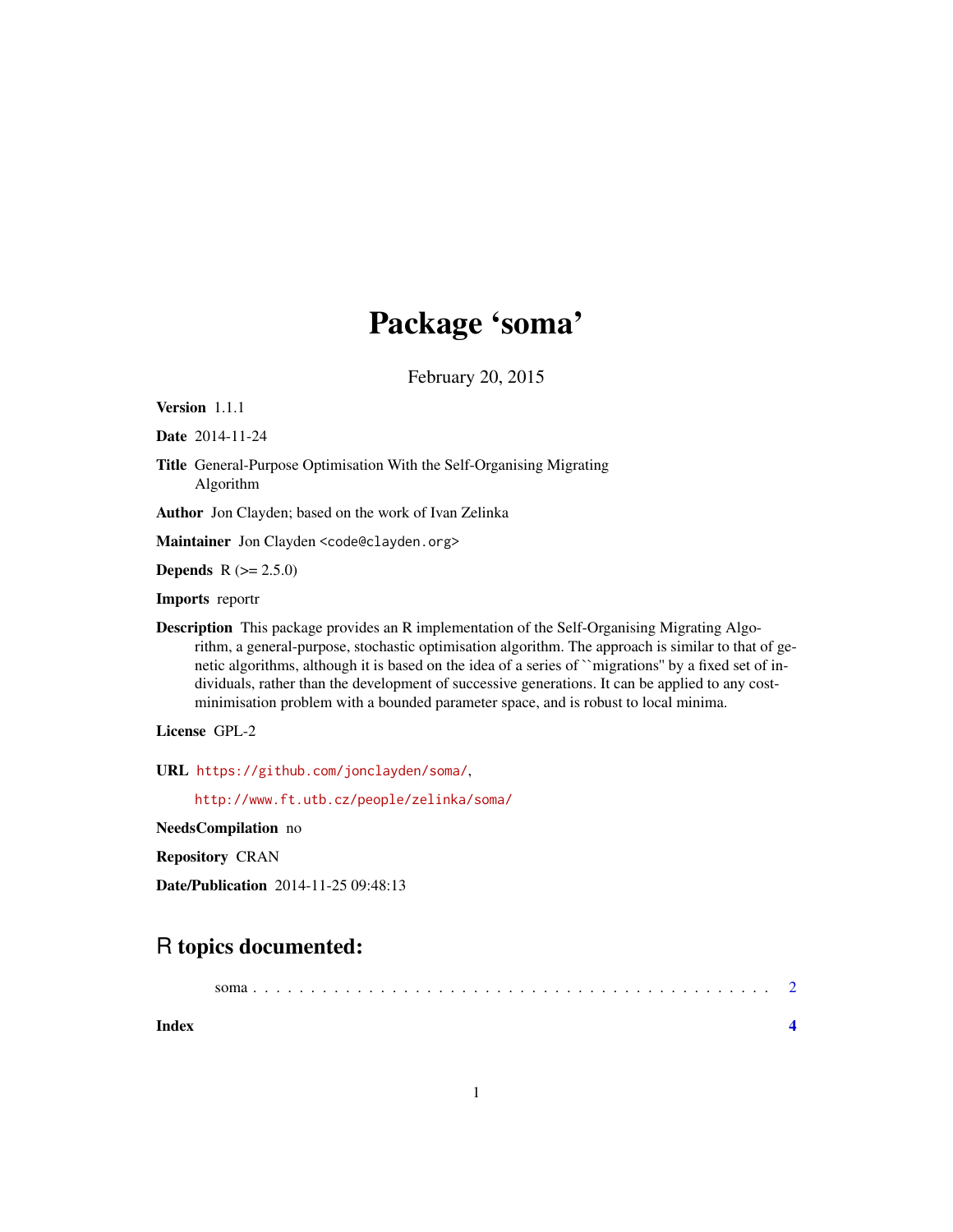# Package 'soma'

February 20, 2015

**Version** 1.1.1

**Date** 2014-11-24

**Title** General-Purpose Optimisation With the Self-Organising Migrating Algorithm

**Author** Jon Clayden; based on the work of Ivan Zelinka

**Maintainer** Jon Clayden <code@clayden.org>

**Depends** R (>= 2.5.0)

**Imports** reportr

**Description** This package provides an R implementation of the Self-Organising Migrating Algorithm, a general-purpose, stochastic optimisation algorithm. The approach is similar to that of genetic algorithms, although it is based on the idea of a series of ``migrations'' by a fixed set of individuals, rather than the development of successive generations. It can be applied to any cost-minimisation problem with a bounded parameter space, and is robust to local minima.

**License** GPL-2

**URL** https://github.com/jonclayden/soma/,

http://www.ft.utb.cz/people/zelinka/soma/

**NeedsCompilation** no

**Repository** CRAN

**Date/Publication** 2014-11-25 09:48:13

## R topics documented:

soma . . . . . . . . . . . . . . . . . . . . . . . . . . . . . . . . . . . . . . . . . . . 2

**Index** **4**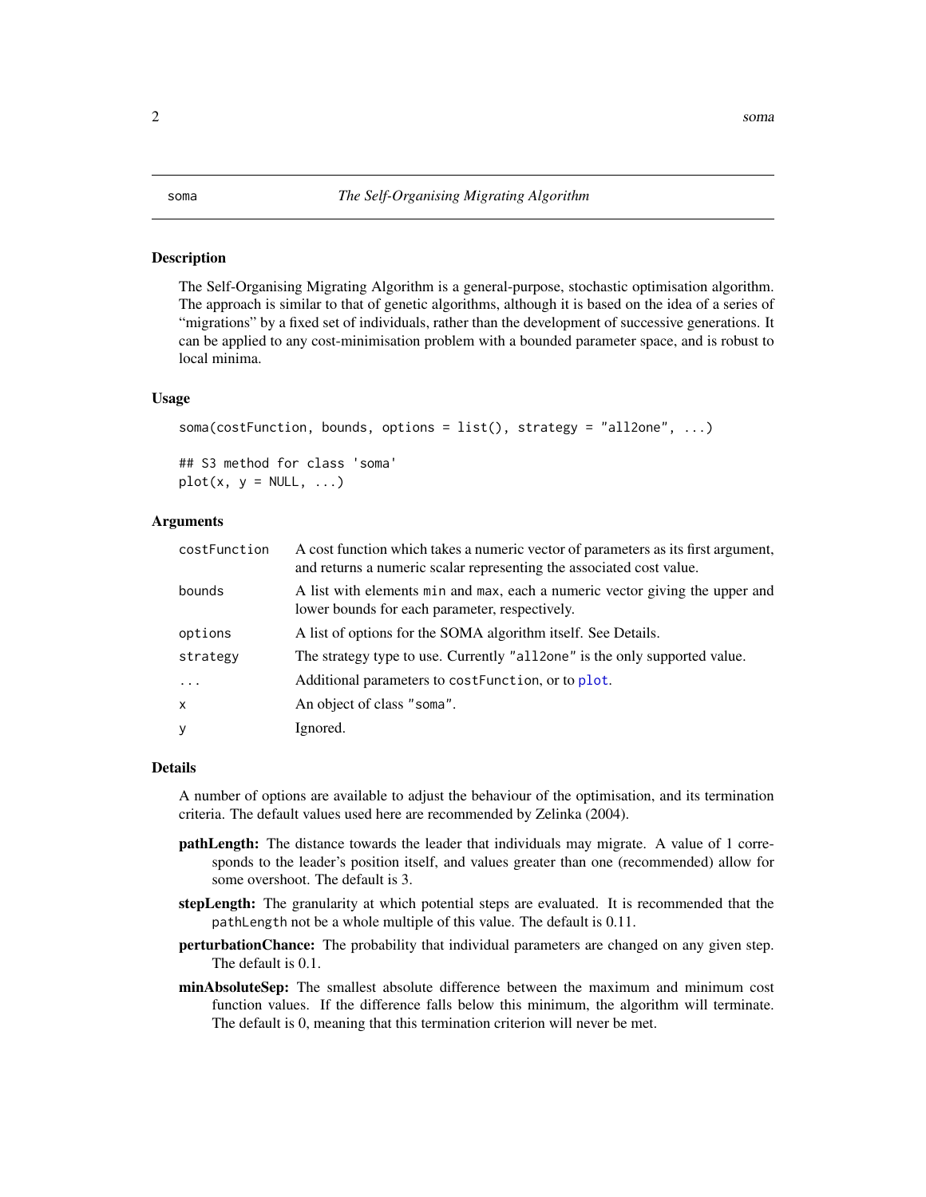## soma — *The Self-Organising Migrating Algorithm*

### Description

The Self-Organising Migrating Algorithm is a general-purpose, stochastic optimisation algorithm. The approach is similar to that of genetic algorithms, although it is based on the idea of a series of "migrations" by a fixed set of individuals, rather than the development of successive generations. It can be applied to any cost-minimisation problem with a bounded parameter space, and is robust to local minima.

### Usage

```
soma(costFunction, bounds, options = list(), strategy = "all2one", ...)

## S3 method for class 'soma'
plot(x, y = NULL, ...)
```

### Arguments

| | |
|---|---|
| costFunction | A cost function which takes a numeric vector of parameters as its first argument, and returns a numeric scalar representing the associated cost value. |
| bounds | A list with elements min and max, each a numeric vector giving the upper and lower bounds for each parameter, respectively. |
| options | A list of options for the SOMA algorithm itself. See Details. |
| strategy | The strategy type to use. Currently "all2one" is the only supported value. |
| ... | Additional parameters to costFunction, or to plot. |
| x | An object of class "soma". |
| y | Ignored. |

### Details

A number of options are available to adjust the behaviour of the optimisation, and its termination criteria. The default values used here are recommended by Zelinka (2004).

- **pathLength:** The distance towards the leader that individuals may migrate. A value of 1 corresponds to the leader's position itself, and values greater than one (recommended) allow for some overshoot. The default is 3.
- **stepLength:** The granularity at which potential steps are evaluated. It is recommended that the pathLength not be a whole multiple of this value. The default is 0.11.
- **perturbationChance:** The probability that individual parameters are changed on any given step. The default is 0.1.
- **minAbsoluteSep:** The smallest absolute difference between the maximum and minimum cost function values. If the difference falls below this minimum, the algorithm will terminate. The default is 0, meaning that this termination criterion will never be met.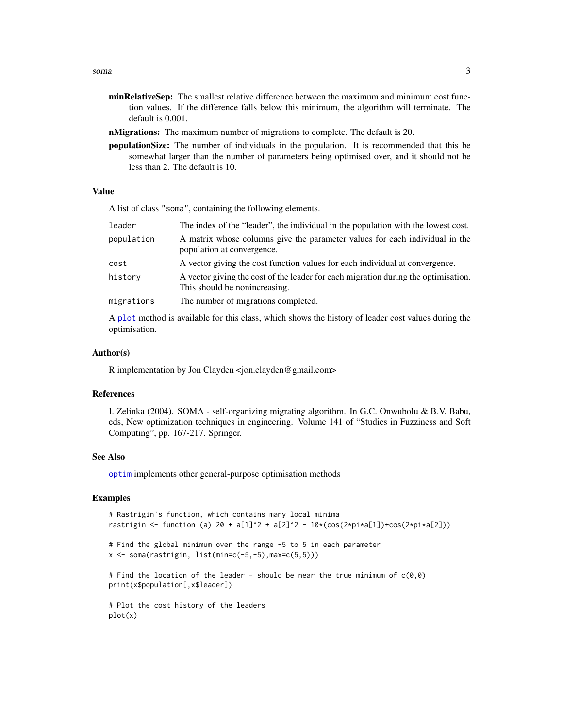**minRelativeSep:** The smallest relative difference between the maximum and minimum cost function values. If the difference falls below this minimum, the algorithm will terminate. The default is 0.001.

**nMigrations:** The maximum number of migrations to complete. The default is 20.

**populationSize:** The number of individuals in the population. It is recommended that this be somewhat larger than the number of parameters being optimised over, and it should not be less than 2. The default is 10.

### Value

A list of class "soma", containing the following elements.

| | |
|---|---|
| leader | The index of the "leader", the individual in the population with the lowest cost. |
| population | A matrix whose columns give the parameter values for each individual in the population at convergence. |
| cost | A vector giving the cost function values for each individual at convergence. |
| history | A vector giving the cost of the leader for each migration during the optimisation. This should be nonincreasing. |
| migrations | The number of migrations completed. |

A plot method is available for this class, which shows the history of leader cost values during the optimisation.

### Author(s)

R implementation by Jon Clayden <jon.clayden@gmail.com>

### References

I. Zelinka (2004). SOMA - self-organizing migrating algorithm. In G.C. Onwubolu & B.V. Babu, eds, New optimization techniques in engineering. Volume 141 of "Studies in Fuzziness and Soft Computing", pp. 167-217. Springer.

### See Also

optim implements other general-purpose optimisation methods

### Examples

```
# Rastrigin's function, which contains many local minima
rastrigin <- function (a) 20 + a[1]^2 + a[2]^2 - 10*(cos(2*pi*a[1])+cos(2*pi*a[2]))

# Find the global minimum over the range -5 to 5 in each parameter
x <- soma(rastrigin, list(min=c(-5,-5),max=c(5,5)))

# Find the location of the leader - should be near the true minimum of c(0,0)
print(x$population[,x$leader])

# Plot the cost history of the leaders
plot(x)
```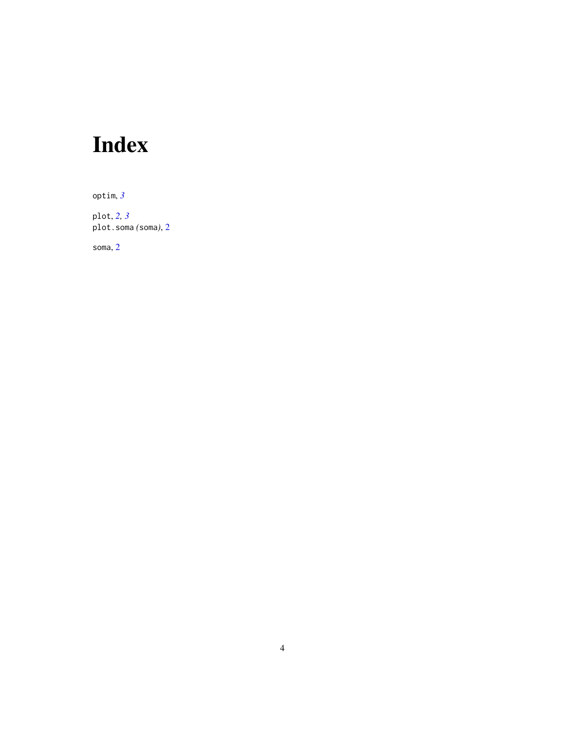# Index

optim, *3*

plot, *2*, *3*
plot.soma (soma), 2

soma, 2